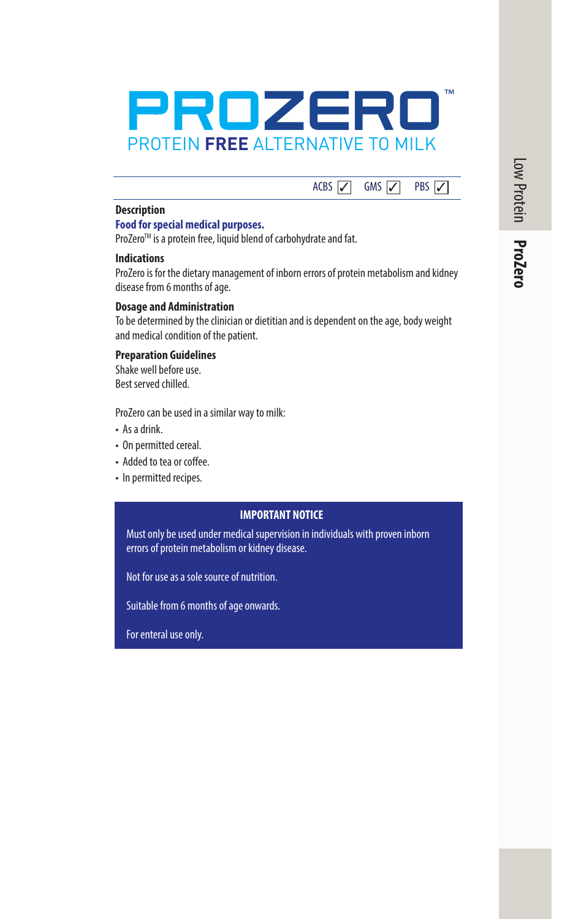# PROZERO™

PROTEIN **FREE** ALTERNATIVE TO MILK

ACBS ✓ GMS ✓ PBS ✓

### Description

**Food for special medical purposes.**

ProZero™ is a protein free, liquid blend of carbohydrate and fat.

### Indications

ProZero is for the dietary management of inborn errors of protein metabolism and kidney disease from 6 months of age.

### Dosage and Administration

To be determined by the clinician or dietitian and is dependent on the age, body weight and medical condition of the patient.

### Preparation Guidelines

Shake well before use.
Best served chilled.

ProZero can be used in a similar way to milk:

- As a drink.
- On permitted cereal.
- Added to tea or coffee.
- In permitted recipes.

**IMPORTANT NOTICE**

Must only be used under medical supervision in individuals with proven inborn errors of protein metabolism or kidney disease.

Not for use as a sole source of nutrition.

Suitable from 6 months of age onwards.

For enteral use only.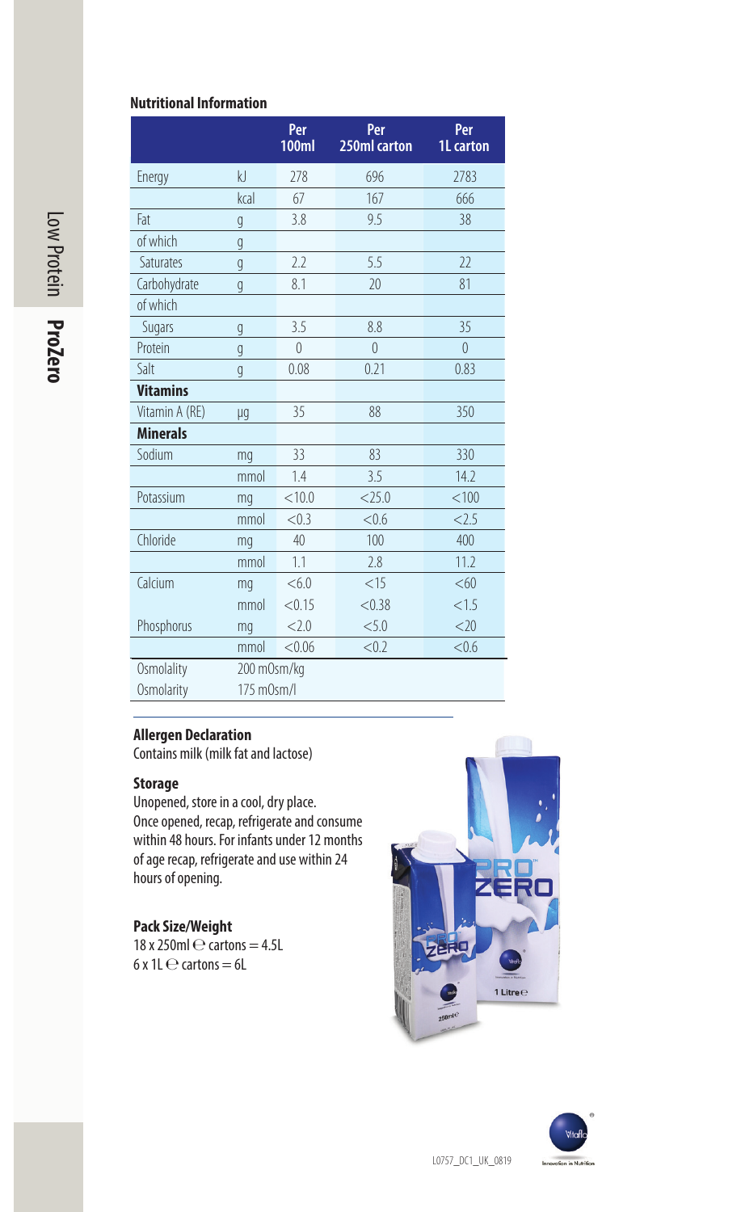### Nutritional Information

| | | Per 100ml | Per 250ml carton | Per 1L carton |
|---|---|---|---|---|
| Energy | kJ | 278 | 696 | 2783 |
| | kcal | 67 | 167 | 666 |
| Fat | g | 3.8 | 9.5 | 38 |
| of which | g | | | |
| Saturates | g | 2.2 | 5.5 | 22 |
| Carbohydrate | g | 8.1 | 20 | 81 |
| of which | | | | |
| Sugars | g | 3.5 | 8.8 | 35 |
| Protein | g | 0 | 0 | 0 |
| Salt | g | 0.08 | 0.21 | 0.83 |
| **Vitamins** | | | | |
| Vitamin A (RE) | µg | 35 | 88 | 350 |
| **Minerals** | | | | |
| Sodium | mg | 33 | 83 | 330 |
| | mmol | 1.4 | 3.5 | 14.2 |
| Potassium | mg | <10.0 | <25.0 | <100 |
| | mmol | <0.3 | <0.6 | <2.5 |
| Chloride | mg | 40 | 100 | 400 |
| | mmol | 1.1 | 2.8 | 11.2 |
| Calcium | mg | <6.0 | <15 | <60 |
| | mmol | <0.15 | <0.38 | <1.5 |
| Phosphorus | mg | <2.0 | <5.0 | <20 |
| | mmol | <0.06 | <0.2 | <0.6 |
| Osmolality | 200 mOsm/kg | | | |
| Osmolarity | 175 mOsm/l | | | |

**Allergen Declaration**
Contains milk (milk fat and lactose)

**Storage**
Unopened, store in a cool, dry place.
Once opened, recap, refrigerate and consume within 48 hours. For infants under 12 months of age recap, refrigerate and use within 24 hours of opening.

**Pack Size/Weight**
18 x 250ml ℮ cartons = 4.5L
6 x 1L ℮ cartons = 6L

Low Protein **ProZero**

L0757_DC1_UK_0819